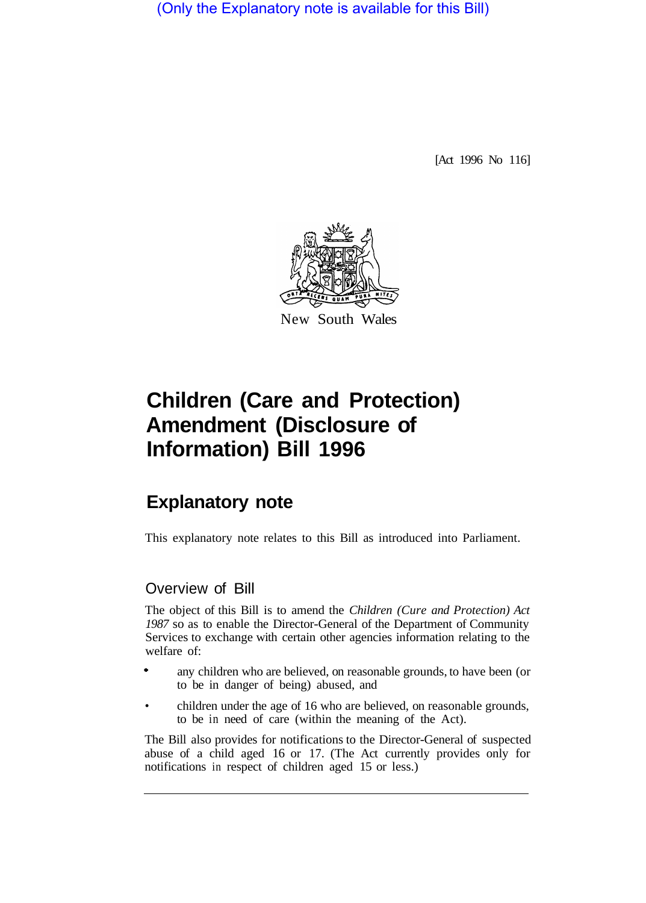(Only the Explanatory note is available for this Bill)

[Act 1996 No 116]

New South Wales

# Children (Care and Protection) Amendment (Disclosure of Information) Bill 1996

## Explanatory note

This explanatory note relates to this Bill as introduced into Parliament.

### Overview of Bill

The object of this Bill is to amend the *Children (Cure and Protection) Act 1987* so as to enable the Director-General of the Department of Community Services to exchange with certain other agencies information relating to the welfare of:

- any children who are believed, on reasonable grounds, to have been (or to be in danger of being) abused, and
- children under the age of 16 who are believed, on reasonable grounds, to be in need of care (within the meaning of the Act).

The Bill also provides for notifications to the Director-General of suspected abuse of a child aged 16 or 17. (The Act currently provides only for notifications in respect of children aged 15 or less.)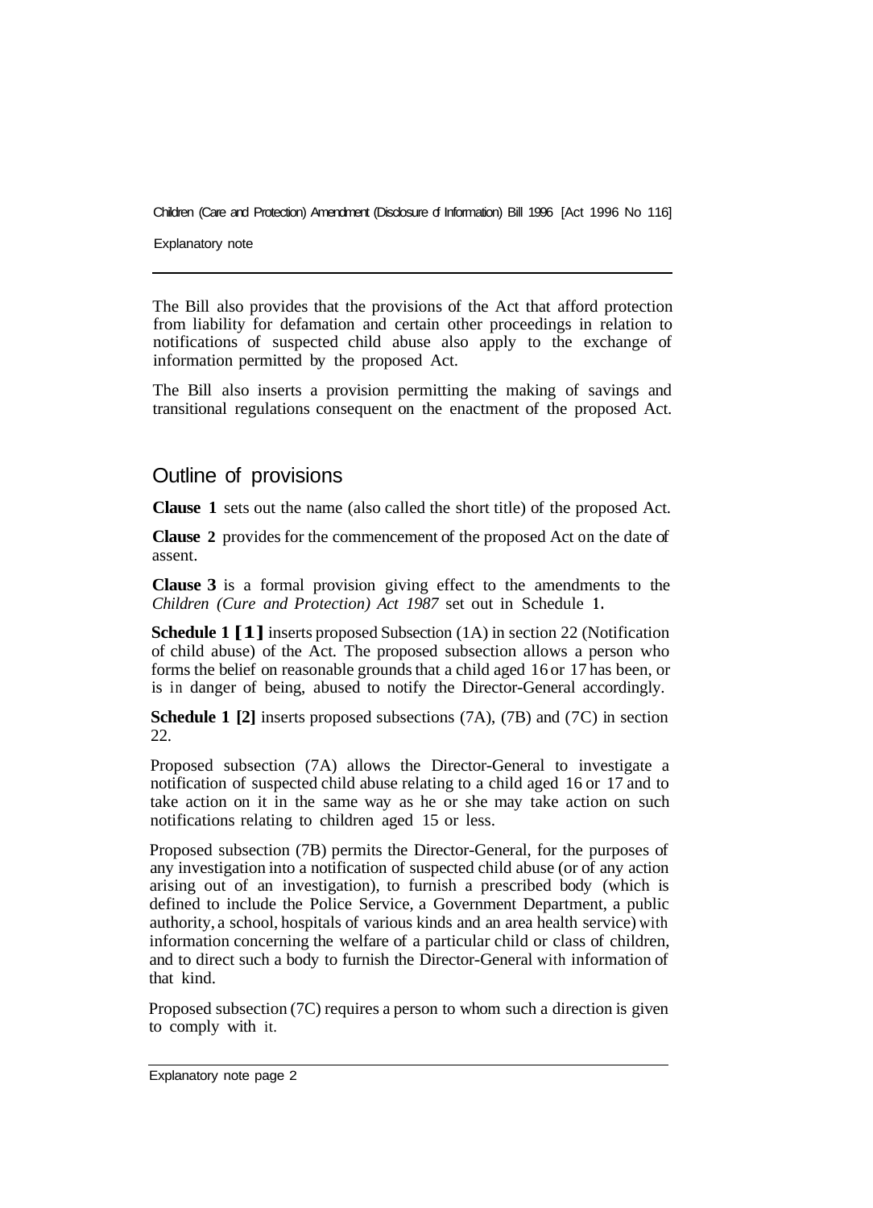The Bill also provides that the provisions of the Act that afford protection from liability for defamation and certain other proceedings in relation to notifications of suspected child abuse also apply to the exchange of information permitted by the proposed Act.

The Bill also inserts a provision permitting the making of savings and transitional regulations consequent on the enactment of the proposed Act.

## Outline of provisions

**Clause 1** sets out the name (also called the short title) of the proposed Act.

**Clause 2** provides for the commencement of the proposed Act on the date of assent.

**Clause 3** is a formal provision giving effect to the amendments to the *Children (Cure and Protection) Act 1987* set out in Schedule 1.

**Schedule 1 [1]** inserts proposed Subsection (1A) in section 22 (Notification of child abuse) of the Act. The proposed subsection allows a person who forms the belief on reasonable grounds that a child aged 16 or 17 has been, or is in danger of being, abused to notify the Director-General accordingly.

**Schedule 1 [2]** inserts proposed subsections (7A), (7B) and (7C) in section 22.

Proposed subsection (7A) allows the Director-General to investigate a notification of suspected child abuse relating to a child aged 16 or 17 and to take action on it in the same way as he or she may take action on such notifications relating to children aged 15 or less.

Proposed subsection (7B) permits the Director-General, for the purposes of any investigation into a notification of suspected child abuse (or of any action arising out of an investigation), to furnish a prescribed body (which is defined to include the Police Service, a Government Department, a public authority, a school, hospitals of various kinds and an area health service) with information concerning the welfare of a particular child or class of children, and to direct such a body to furnish the Director-General with information of that kind.

Proposed subsection (7C) requires a person to whom such a direction is given to comply with it.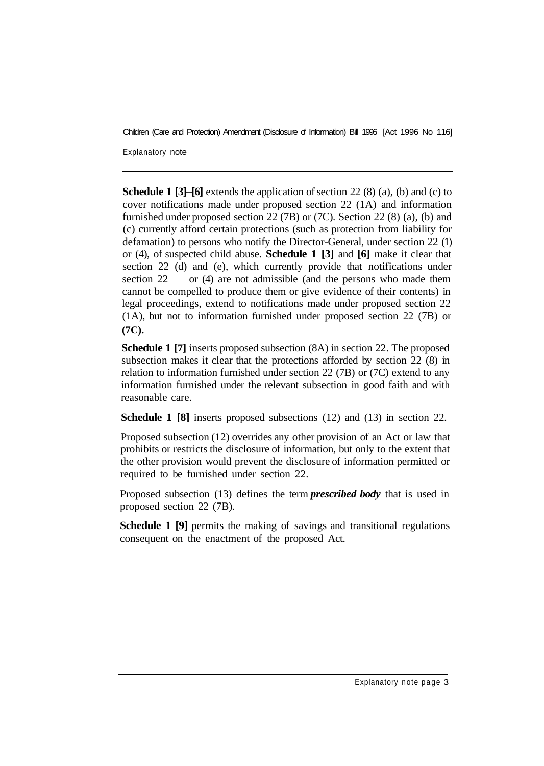**Schedule 1 [3]–[6]** extends the application of section 22 (8) (a), (b) and (c) to cover notifications made under proposed section 22 (1A) and information furnished under proposed section 22 (7B) or (7C). Section 22 (8) (a), (b) and (c) currently afford certain protections (such as protection from liability for defamation) to persons who notify the Director-General, under section 22 (1) or (4), of suspected child abuse. **Schedule 1 [3]** and **[6]** make it clear that section 22 (d) and (e), which currently provide that notifications under section 22 or (4) are not admissible (and the persons who made them cannot be compelled to produce them or give evidence of their contents) in legal proceedings, extend to notifications made under proposed section 22 (1A), but not to information furnished under proposed section 22 (7B) or **(7C).**

**Schedule 1 [7]** inserts proposed subsection (8A) in section 22. The proposed subsection makes it clear that the protections afforded by section 22 (8) in relation to information furnished under section 22 (7B) or (7C) extend to any information furnished under the relevant subsection in good faith and with reasonable care.

**Schedule 1 [8]** inserts proposed subsections (12) and (13) in section 22.

Proposed subsection (12) overrides any other provision of an Act or law that prohibits or restricts the disclosure of information, but only to the extent that the other provision would prevent the disclosure of information permitted or required to be furnished under section 22.

Proposed subsection (13) defines the term ***prescribed body*** that is used in proposed section 22 (7B).

**Schedule 1 [9]** permits the making of savings and transitional regulations consequent on the enactment of the proposed Act.